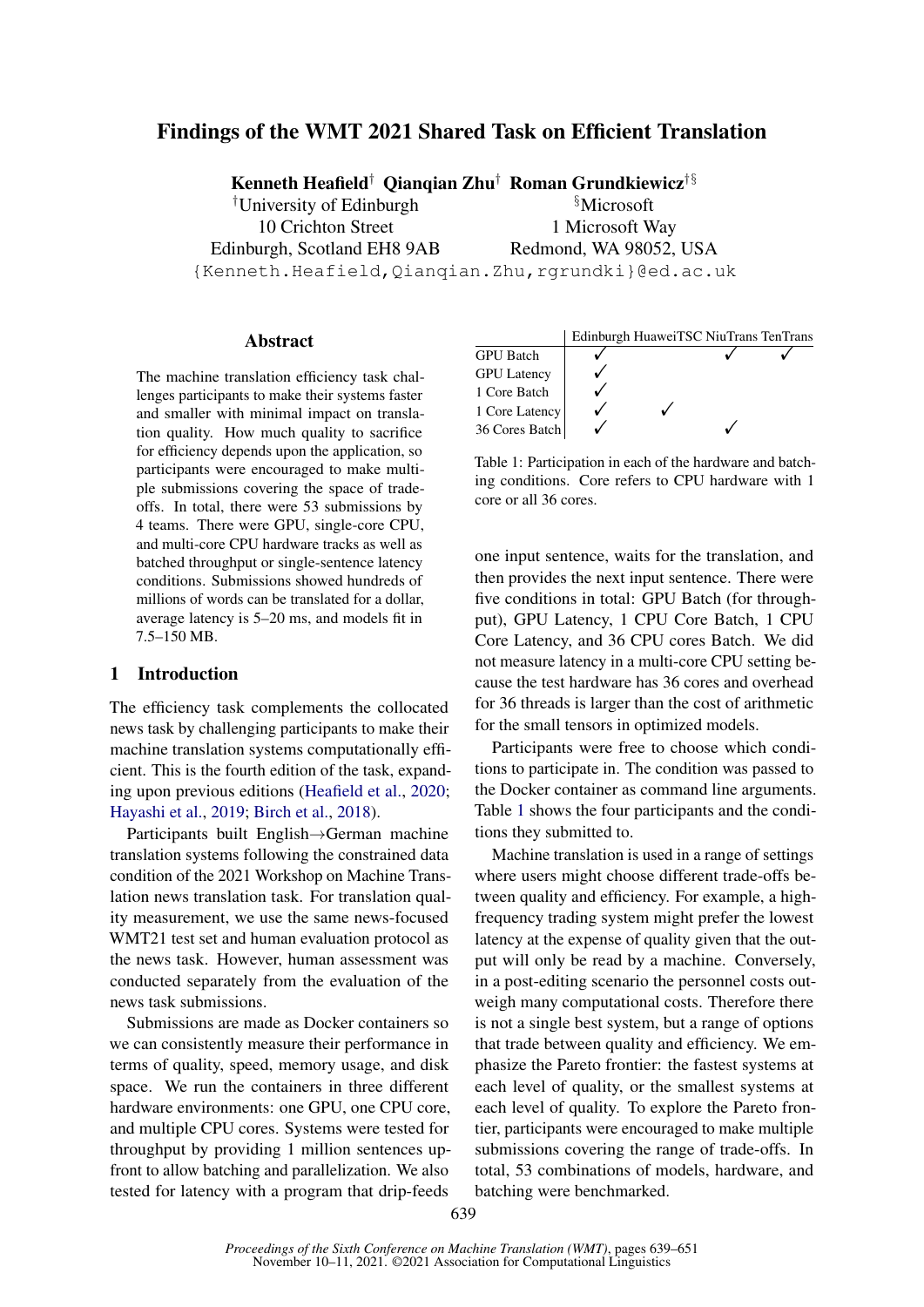# Findings of the WMT 2021 Shared Task on Efficient Translation

**Kenneth Heafield**[†] **Qianqian Zhu**[†] **Roman Grundkiewicz**[†§]

[†]University of Edinburgh
10 Crichton Street
Edinburgh, Scotland EH8 9AB

[§]Microsoft
1 Microsoft Way
Redmond, WA 98052, USA

{Kenneth.Heafield,Qianqian.Zhu,rgrundki}@ed.ac.uk

## Abstract

The machine translation efficiency task challenges participants to make their systems faster and smaller with minimal impact on translation quality. How much quality to sacrifice for efficiency depends upon the application, so participants were encouraged to make multiple submissions covering the space of trade-offs. In total, there were 53 submissions by 4 teams. There were GPU, single-core CPU, and multi-core CPU hardware tracks as well as batched throughput or single-sentence latency conditions. Submissions showed hundreds of millions of words can be translated for a dollar, average latency is 5–20 ms, and models fit in 7.5–150 MB.

## 1 Introduction

The efficiency task complements the collocated news task by challenging participants to make their machine translation systems computationally efficient. This is the fourth edition of the task, expanding upon previous editions (Heafield et al., 2020; Hayashi et al., 2019; Birch et al., 2018).

Participants built English→German machine translation systems following the constrained data condition of the 2021 Workshop on Machine Translation news translation task. For translation quality measurement, we use the same news-focused WMT21 test set and human evaluation protocol as the news task. However, human assessment was conducted separately from the evaluation of the news task submissions.

Submissions are made as Docker containers so we can consistently measure their performance in terms of quality, speed, memory usage, and disk space. We run the containers in three different hardware environments: one GPU, one CPU core, and multiple CPU cores. Systems were tested for throughput by providing 1 million sentences upfront to allow batching and parallelization. We also tested for latency with a program that drip-feeds one input sentence, waits for the translation, and then provides the next input sentence. There were five conditions in total: GPU Batch (for throughput), GPU Latency, 1 CPU Core Batch, 1 CPU Core Latency, and 36 CPU cores Batch. We did not measure latency in a multi-core CPU setting because the test hardware has 36 cores and overhead for 36 threads is larger than the cost of arithmetic for the small tensors in optimized models.

| | Edinburgh | HuaweiTSC | NiuTrans | TenTrans |
|---|---|---|---|---|
| GPU Batch | ✓ | | ✓ | ✓ |
| GPU Latency | ✓ | | | |
| 1 Core Batch | ✓ | | | |
| 1 Core Latency | ✓ | ✓ | | |
| 36 Cores Batch | ✓ | | ✓ | |

Table 1: Participation in each of the hardware and batching conditions. Core refers to CPU hardware with 1 core or all 36 cores.

Participants were free to choose which conditions to participate in. The condition was passed to the Docker container as command line arguments. Table 1 shows the four participants and the conditions they submitted to.

Machine translation is used in a range of settings where users might choose different trade-offs between quality and efficiency. For example, a high-frequency trading system might prefer the lowest latency at the expense of quality given that the output will only be read by a machine. Conversely, in a post-editing scenario the personnel costs outweigh many computational costs. Therefore there is not a single best system, but a range of options that trade between quality and efficiency. We emphasize the Pareto frontier: the fastest systems at each level of quality, or the smallest systems at each level of quality. To explore the Pareto frontier, participants were encouraged to make multiple submissions covering the range of trade-offs. In total, 53 combinations of models, hardware, and batching were benchmarked.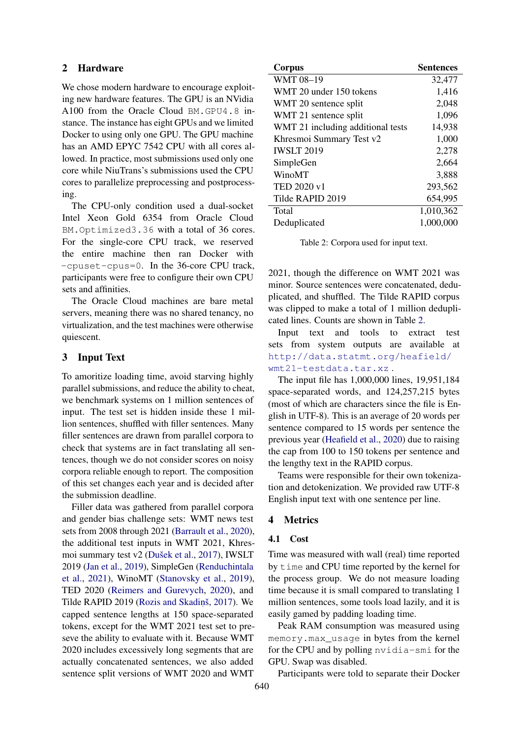## 2 Hardware

We chose modern hardware to encourage exploiting new hardware features. The GPU is an NVidia A100 from the Oracle Cloud `BM.GPU4.8` instance. The instance has eight GPUs and we limited Docker to using only one GPU. The GPU machine has an AMD EPYC 7542 CPU with all cores allowed. In practice, most submissions used only one core while NiuTrans's submissions used the CPU cores to parallelize preprocessing and postprocessing.

The CPU-only condition used a dual-socket Intel Xeon Gold 6354 from Oracle Cloud `BM.Optimized3.36` with a total of 36 cores. For the single-core CPU track, we reserved the entire machine then ran Docker with `-cpuset-cpus=0`. In the 36-core CPU track, participants were free to configure their own CPU sets and affinities.

The Oracle Cloud machines are bare metal servers, meaning there was no shared tenancy, no virtualization, and the test machines were otherwise quiescent.

## 3 Input Text

To amortize loading time, avoid starving highly parallel submissions, and reduce the ability to cheat, we benchmark systems on 1 million sentences of input. The test set is hidden inside these 1 million sentences, shuffled with filler sentences. Many filler sentences are drawn from parallel corpora to check that systems are in fact translating all sentences, though we do not consider scores on noisy corpora reliable enough to report. The composition of this set changes each year and is decided after the submission deadline.

Filler data was gathered from parallel corpora and gender bias challenge sets: WMT news test sets from 2008 through 2021 (Barrault et al., 2020), the additional test inputs in WMT 2021, Khresmoi summary test v2 (Dušek et al., 2017), IWSLT 2019 (Jan et al., 2019), SimpleGen (Renduchintala et al., 2021), WinoMT (Stanovsky et al., 2019), TED 2020 (Reimers and Gurevych, 2020), and Tilde RAPID 2019 (Rozis and Skadiņš, 2017). We capped sentence lengths at 150 space-separated tokens, except for the WMT 2021 test set to preserve the ability to evaluate with it. Because WMT 2020 includes excessively long segments that are actually concatenated sentences, we also added sentence split versions of WMT 2020 and WMT 2021, though the difference on WMT 2021 was minor. Source sentences were concatenated, deduplicated, and shuffled. The Tilde RAPID corpus was clipped to make a total of 1 million deduplicated lines. Counts are shown in Table 2.

| Corpus | Sentences |
|---|---|
| WMT 08–19 | 32,477 |
| WMT 20 under 150 tokens | 1,416 |
| WMT 20 sentence split | 2,048 |
| WMT 21 sentence split | 1,096 |
| WMT 21 including additional tests | 14,938 |
| Khresmoi Summary Test v2 | 1,000 |
| IWSLT 2019 | 2,278 |
| SimpleGen | 2,664 |
| WinoMT | 3,888 |
| TED 2020 v1 | 293,562 |
| Tilde RAPID 2019 | 654,995 |
| Total | 1,010,362 |
| Deduplicated | 1,000,000 |

Table 2: Corpora used for input text.

Input text and tools to extract test sets from system outputs are available at http://data.statmt.org/heafield/wmt21-testdata.tar.xz.

The input file has 1,000,000 lines, 19,951,184 space-separated words, and 124,257,215 bytes (most of which are characters since the file is English in UTF-8). This is an average of 20 words per sentence compared to 15 words per sentence the previous year (Heafield et al., 2020) due to raising the cap from 100 to 150 tokens per sentence and the lengthy text in the RAPID corpus.

Teams were responsible for their own tokenization and detokenization. We provided raw UTF-8 English input text with one sentence per line.

## 4 Metrics

### 4.1 Cost

Time was measured with wall (real) time reported by `time` and CPU time reported by the kernel for the process group. We do not measure loading time because it is small compared to translating 1 million sentences, some tools load lazily, and it is easily gamed by padding loading time.

Peak RAM consumption was measured using `memory.max_usage` in bytes from the kernel for the CPU and by polling `nvidia-smi` for the GPU. Swap was disabled.

Participants were told to separate their Docker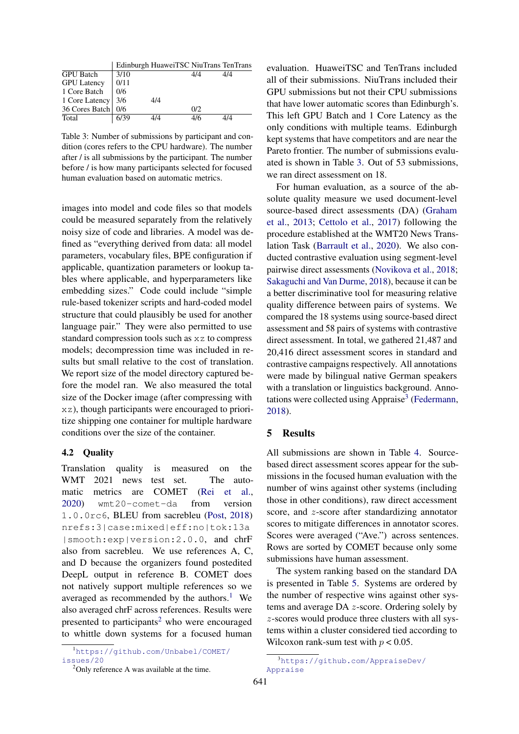| | Edinburgh | HuaweiTSC | NiuTrans | TenTrans |
|---|---|---|---|---|
| GPU Batch | 3/10 | | 4/4 | 4/4 |
| GPU Latency | 0/11 | | | |
| 1 Core Batch | 0/6 | | | |
| 1 Core Latency | 3/6 | 4/4 | | |
| 36 Cores Batch | 0/6 | | 0/2 | |
| Total | 6/39 | 4/4 | 4/6 | 4/4 |

Table 3: Number of submissions by participant and condition (cores refers to the CPU hardware). The number after / is all submissions by the participant. The number before / is how many participants selected for focused human evaluation based on automatic metrics.

images into model and code files so that models could be measured separately from the relatively noisy size of code and libraries. A model was defined as "everything derived from data: all model parameters, vocabulary files, BPE configuration if applicable, quantization parameters or lookup tables where applicable, and hyperparameters like embedding sizes." Code could include "simple rule-based tokenizer scripts and hard-coded model structure that could plausibly be used for another language pair." They were also permitted to use standard compression tools such as `xz` to compress models; decompression time was included in results but small relative to the cost of translation. We report size of the model directory captured before the model ran. We also measured the total size of the Docker image (after compressing with `xz`), though participants were encouraged to prioritize shipping one container for multiple hardware conditions over the size of the container.

### 4.2 Quality

Translation quality is measured on the WMT 2021 news test set. The automatic metrics are COMET (Rei et al., 2020) `wmt20-comet-da` from version `1.0.0rc6`, BLEU from sacrebleu (Post, 2018) `nrefs:3|case:mixed|eff:no|tok:13a|smooth:exp|version:2.0.0`, and chrF also from sacrebleu. We use references A, C, and D because the organizers found postedited DeepL output in reference B. COMET does not natively support multiple references so we averaged as recommended by the authors.[1] We also averaged chrF across references. Results were presented to participants[2] who were encouraged to whittle down systems for a focused human evaluation. HuaweiTSC and TenTrans included all of their submissions. NiuTrans included their GPU submissions but not their CPU submissions that have lower automatic scores than Edinburgh's. This left GPU Batch and 1 Core Latency as the only conditions with multiple teams. Edinburgh kept systems that have competitors and are near the Pareto frontier. The number of submissions evaluated is shown in Table 3. Out of 53 submissions, we ran direct assessment on 18.

For human evaluation, as a source of the absolute quality measure we used document-level source-based direct assessments (DA) (Graham et al., 2013; Cettolo et al., 2017) following the procedure established at the WMT20 News Translation Task (Barrault et al., 2020). We also conducted contrastive evaluation using segment-level pairwise direct assessments (Novikova et al., 2018; Sakaguchi and Van Durme, 2018), because it can be a better discriminative tool for measuring relative quality difference between pairs of systems. We compared the 18 systems using source-based direct assessment and 58 pairs of systems with contrastive direct assessment. In total, we gathered 21,487 and 20,416 direct assessment scores in standard and contrastive campaigns respectively. All annotations were made by bilingual native German speakers with a translation or linguistics background. Annotations were collected using Appraise[3] (Federmann, 2018).

## 5 Results

All submissions are shown in Table 4. Source-based direct assessment scores appear for the submissions in the focused human evaluation with the number of wins against other systems (including those in other conditions), raw direct accessment score, and $z$-score after standardizing annotator scores to mitigate differences in annotator scores. Scores were averaged ("Ave.") across sentences. Rows are sorted by COMET because only some submissions have human assessment.

The system ranking based on the standard DA is presented in Table 5. Systems are ordered by the number of respective wins against other systems and average DA $z$-score. Ordering solely by $z$-scores would produce three clusters with all systems within a cluster considered tied according to Wilcoxon rank-sum test with $p < 0.05$.

[1] https://github.com/Unbabel/COMET/issues/20

[2] Only reference A was available at the time.

[3] https://github.com/AppraiseDev/Appraise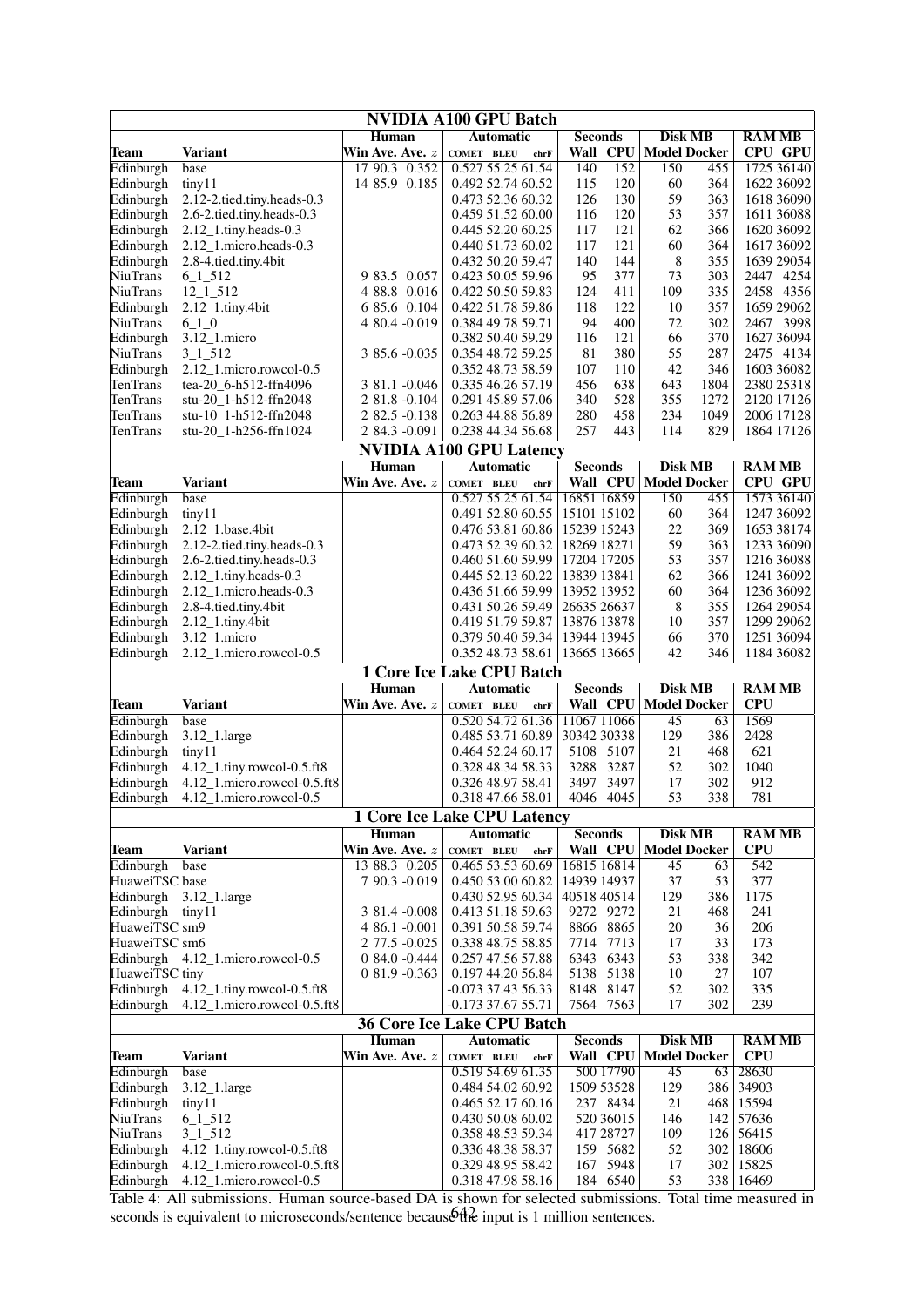| NVIDIA A100 GPU Batch | | | | | | | | | | | | |
|---|---|---|---|---|---|---|---|---|---|---|---|---|
| | | Human | | Automatic | | | Seconds | | Disk MB | | RAM MB | |
| Team | Variant | Win Ave. | Ave. $z$ | COMET | BLEU | chrF | Wall | CPU | Model | Docker | CPU | GPU |
| Edinburgh | base | 17 90.3 | 0.352 | 0.527 | 55.25 | 61.54 | 140 | 152 | 150 | 455 | 1725 | 36140 |
| Edinburgh | tiny11 | 14 85.9 | 0.185 | 0.492 | 52.74 | 60.52 | 115 | 120 | 60 | 364 | 1622 | 36092 |
| Edinburgh | 2.12-2.tied.tiny.heads-0.3 | | | 0.473 | 52.36 | 60.32 | 126 | 130 | 59 | 363 | 1618 | 36090 |
| Edinburgh | 2.6-2.tied.tiny.heads-0.3 | | | 0.459 | 51.52 | 60.00 | 116 | 120 | 53 | 357 | 1611 | 36088 |
| Edinburgh | 2.12_1.tiny.heads-0.3 | | | 0.445 | 52.20 | 60.25 | 117 | 121 | 62 | 366 | 1620 | 36092 |
| Edinburgh | 2.12_1.micro.heads-0.3 | | | 0.440 | 51.73 | 60.02 | 117 | 121 | 60 | 364 | 1617 | 36092 |
| Edinburgh | 2.8-4.tied.tiny.4bit | | | 0.432 | 50.20 | 59.47 | 140 | 144 | 8 | 355 | 1639 | 29054 |
| NiuTrans | 6_1_512 | 9 83.5 | 0.057 | 0.423 | 50.05 | 59.96 | 95 | 377 | 73 | 303 | 2447 | 4254 |
| NiuTrans | 12_1_512 | 4 88.8 | 0.016 | 0.422 | 50.50 | 59.83 | 124 | 411 | 109 | 335 | 2458 | 4356 |
| Edinburgh | 2.12_1.tiny.4bit | 6 85.6 | 0.104 | 0.422 | 51.78 | 59.86 | 118 | 122 | 10 | 357 | 1659 | 29062 |
| NiuTrans | 6_1_0 | 4 80.4 | -0.019 | 0.384 | 49.78 | 59.71 | 94 | 400 | 72 | 302 | 2467 | 3998 |
| Edinburgh | 3.12_1.micro | | | 0.382 | 50.40 | 59.29 | 116 | 121 | 66 | 370 | 1627 | 36094 |
| NiuTrans | 3_1_512 | 3 85.6 | -0.035 | 0.354 | 48.72 | 59.25 | 81 | 380 | 55 | 287 | 2475 | 4134 |
| Edinburgh | 2.12_1.micro.rowcol-0.5 | | | 0.352 | 48.73 | 58.59 | 107 | 110 | 42 | 346 | 1603 | 36082 |
| TenTrans | tea-20_6-h512-ffn4096 | 3 81.1 | -0.046 | 0.335 | 46.26 | 57.19 | 456 | 638 | 643 | 1804 | 2380 | 25318 |
| TenTrans | stu-20_1-h512-ffn2048 | 2 81.8 | -0.104 | 0.291 | 45.89 | 57.06 | 340 | 528 | 355 | 1272 | 2120 | 17126 |
| TenTrans | stu-10_1-h512-ffn2048 | 2 82.5 | -0.138 | 0.263 | 44.88 | 56.89 | 280 | 458 | 234 | 1049 | 2006 | 17128 |
| TenTrans | stu-20_1-h256-ffn1024 | 2 84.3 | -0.091 | 0.238 | 44.34 | 56.68 | 257 | 443 | 114 | 829 | 1864 | 17126 |

| NVIDIA A100 GPU Latency | | | | | | | | | | | | |
|---|---|---|---|---|---|---|---|---|---|---|---|---|
| | | Human | | Automatic | | | Seconds | | Disk MB | | RAM MB | |
| Team | Variant | Win Ave. | Ave. $z$ | COMET | BLEU | chrF | Wall | CPU | Model | Docker | CPU | GPU |
| Edinburgh | base | | | 0.527 | 55.25 | 61.54 | 16851 | 16859 | 150 | 455 | 1573 | 36140 |
| Edinburgh | tiny11 | | | 0.491 | 52.80 | 60.55 | 15101 | 15102 | 60 | 364 | 1247 | 36092 |
| Edinburgh | 2.12_1.base.4bit | | | 0.476 | 53.81 | 60.86 | 15239 | 15243 | 22 | 369 | 1653 | 38174 |
| Edinburgh | 2.12-2.tied.tiny.heads-0.3 | | | 0.473 | 52.39 | 60.32 | 18269 | 18271 | 59 | 363 | 1233 | 36090 |
| Edinburgh | 2.6-2.tied.tiny.heads-0.3 | | | 0.460 | 51.60 | 59.99 | 17204 | 17205 | 53 | 357 | 1216 | 36088 |
| Edinburgh | 2.12_1.tiny.heads-0.3 | | | 0.445 | 52.13 | 60.22 | 13839 | 13841 | 62 | 366 | 1241 | 36092 |
| Edinburgh | 2.12_1.micro.heads-0.3 | | | 0.436 | 51.66 | 59.99 | 13952 | 13952 | 60 | 364 | 1236 | 36092 |
| Edinburgh | 2.8-4.tied.tiny.4bit | | | 0.431 | 50.26 | 59.49 | 26635 | 26637 | 8 | 355 | 1264 | 29054 |
| Edinburgh | 2.12_1.tiny.4bit | | | 0.419 | 51.79 | 59.87 | 13876 | 13878 | 10 | 357 | 1299 | 29062 |
| Edinburgh | 3.12_1.micro | | | 0.379 | 50.40 | 59.34 | 13944 | 13945 | 66 | 370 | 1251 | 36094 |
| Edinburgh | 2.12_1.micro.rowcol-0.5 | | | 0.352 | 48.73 | 58.61 | 13665 | 13665 | 42 | 346 | 1184 | 36082 |

| 1 Core Ice Lake CPU Batch | | | | | | | | | | | |
|---|---|---|---|---|---|---|---|---|---|---|---|
| | | Human | | Automatic | | | Seconds | | Disk MB | | RAM MB |
| Team | Variant | Win Ave. | Ave. $z$ | COMET | BLEU | chrF | Wall | CPU | Model | Docker | CPU |
| Edinburgh | base | | | 0.520 | 54.72 | 61.36 | 11067 | 11066 | 45 | 63 | 1569 |
| Edinburgh | 3.12_1.large | | | 0.485 | 53.71 | 60.89 | 30342 | 30338 | 129 | 386 | 2428 |
| Edinburgh | tiny11 | | | 0.464 | 52.24 | 60.17 | 5108 | 5107 | 21 | 468 | 621 |
| Edinburgh | 4.12_1.tiny.rowcol-0.5.ft8 | | | 0.328 | 48.34 | 58.33 | 3288 | 3287 | 52 | 302 | 1040 |
| Edinburgh | 4.12_1.micro.rowcol-0.5.ft8 | | | 0.326 | 48.97 | 58.41 | 3497 | 3497 | 17 | 302 | 912 |
| Edinburgh | 4.12_1.micro.rowcol-0.5 | | | 0.318 | 47.66 | 58.01 | 4046 | 4045 | 53 | 338 | 781 |

| 1 Core Ice Lake CPU Latency | | | | | | | | | | | |
|---|---|---|---|---|---|---|---|---|---|---|---|
| | | Human | | Automatic | | | Seconds | | Disk MB | | RAM MB |
| Team | Variant | Win Ave. | Ave. $z$ | COMET | BLEU | chrF | Wall | CPU | Model | Docker | CPU |
| Edinburgh | base | 13 88.3 | 0.205 | 0.465 | 53.53 | 60.69 | 16815 | 16814 | 45 | 63 | 542 |
| HuaweiTSC | base | 7 90.3 | -0.019 | 0.450 | 53.00 | 60.82 | 14939 | 14937 | 37 | 53 | 377 |
| Edinburgh | 3.12_1.large | | | 0.430 | 52.95 | 60.34 | 40518 | 40514 | 129 | 386 | 1175 |
| Edinburgh | tiny11 | 3 81.4 | -0.008 | 0.413 | 51.18 | 59.63 | 9272 | 9272 | 21 | 468 | 241 |
| HuaweiTSC | sm9 | 4 86.1 | -0.001 | 0.391 | 50.58 | 59.74 | 8866 | 8865 | 20 | 36 | 206 |
| HuaweiTSC | sm6 | 2 77.5 | -0.025 | 0.338 | 48.75 | 58.85 | 7714 | 7713 | 17 | 33 | 173 |
| Edinburgh | 4.12_1.micro.rowcol-0.5 | 0 84.0 | -0.444 | 0.257 | 47.56 | 57.88 | 6343 | 6343 | 53 | 338 | 342 |
| HuaweiTSC | tiny | 0 81.9 | -0.363 | 0.197 | 44.20 | 56.84 | 5138 | 5138 | 10 | 27 | 107 |
| Edinburgh | 4.12_1.tiny.rowcol-0.5.ft8 | | | -0.073 | 37.43 | 56.33 | 8148 | 8147 | 52 | 302 | 335 |
| Edinburgh | 4.12_1.micro.rowcol-0.5.ft8 | | | -0.173 | 37.67 | 55.71 | 7564 | 7563 | 17 | 302 | 239 |

| 36 Core Ice Lake CPU Batch | | | | | | | | | | | |
|---|---|---|---|---|---|---|---|---|---|---|---|
| | | Human | | Automatic | | | Seconds | | Disk MB | | RAM MB |
| Team | Variant | Win Ave. | Ave. $z$ | COMET | BLEU | chrF | Wall | CPU | Model | Docker | CPU |
| Edinburgh | base | | | 0.519 | 54.69 | 61.35 | 500 | 17790 | 45 | 63 | 28630 |
| Edinburgh | 3.12_1.large | | | 0.484 | 54.02 | 60.92 | 1509 | 53528 | 129 | 386 | 34903 |
| Edinburgh | tiny11 | | | 0.465 | 52.17 | 60.16 | 237 | 8434 | 21 | 468 | 15594 |
| NiuTrans | 6_1_512 | | | 0.430 | 50.08 | 60.02 | 520 | 36015 | 146 | 142 | 57636 |
| NiuTrans | 3_1_512 | | | 0.358 | 48.53 | 59.34 | 417 | 28727 | 109 | 126 | 56415 |
| Edinburgh | 4.12_1.tiny.rowcol-0.5.ft8 | | | 0.336 | 48.38 | 58.37 | 159 | 5682 | 52 | 302 | 18606 |
| Edinburgh | 4.12_1.micro.rowcol-0.5.ft8 | | | 0.329 | 48.95 | 58.42 | 167 | 5948 | 17 | 302 | 15825 |
| Edinburgh | 4.12_1.micro.rowcol-0.5 | | | 0.318 | 47.98 | 58.16 | 184 | 6540 | 53 | 338 | 16469 |

Table 4: All submissions. Human source-based DA is shown for selected submissions. Total time measured in seconds is equivalent to microseconds/sentence because the input is 1 million sentences.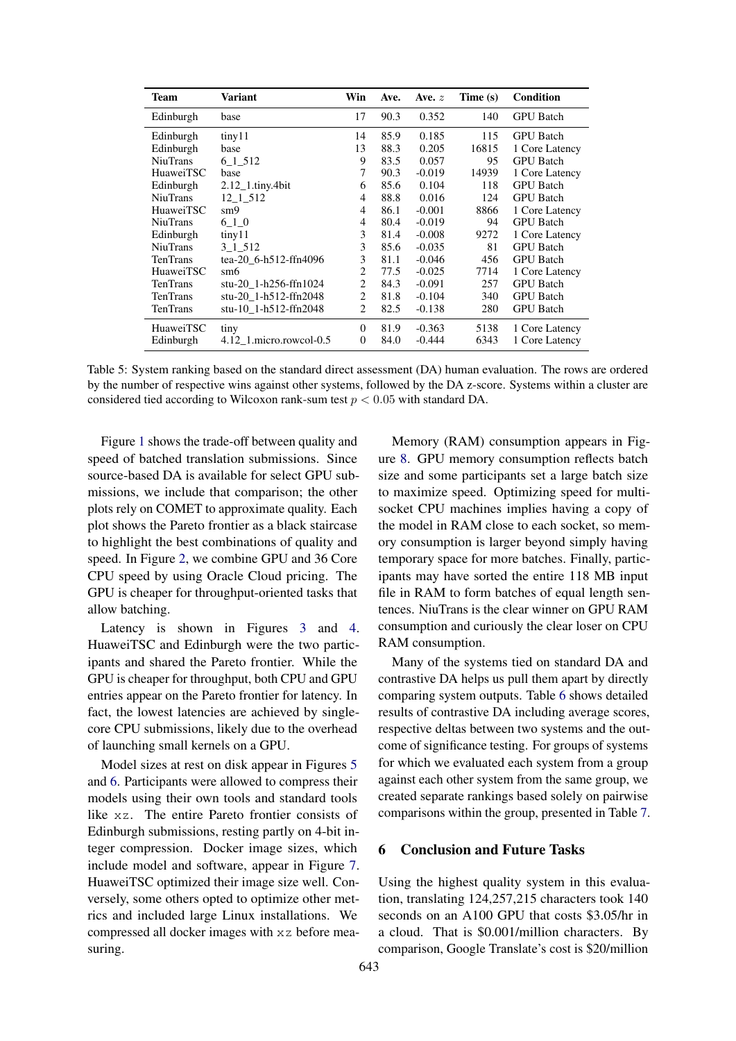| Team | Variant | Win | Ave. | Ave. $z$ | Time (s) | Condition |
|---|---|---|---|---|---|---|
| Edinburgh | base | 17 | 90.3 | 0.352 | 140 | GPU Batch |
| Edinburgh | tiny11 | 14 | 85.9 | 0.185 | 115 | GPU Batch |
| Edinburgh | base | 13 | 88.3 | 0.205 | 16815 | 1 Core Latency |
| NiuTrans | 6_1_512 | 9 | 83.5 | 0.057 | 95 | GPU Batch |
| HuaweiTSC | base | 7 | 90.3 | -0.019 | 14939 | 1 Core Latency |
| Edinburgh | 2.12_1.tiny.4bit | 6 | 85.6 | 0.104 | 118 | GPU Batch |
| NiuTrans | 12_1_512 | 4 | 88.8 | 0.016 | 124 | GPU Batch |
| HuaweiTSC | sm9 | 4 | 86.1 | -0.001 | 8866 | 1 Core Latency |
| NiuTrans | 6_1_0 | 4 | 80.4 | -0.019 | 94 | GPU Batch |
| Edinburgh | tiny11 | 3 | 81.4 | -0.008 | 9272 | 1 Core Latency |
| NiuTrans | 3_1_512 | 3 | 85.6 | -0.035 | 81 | GPU Batch |
| TenTrans | tea-20_6-h512-ffn4096 | 3 | 81.1 | -0.046 | 456 | GPU Batch |
| HuaweiTSC | sm6 | 2 | 77.5 | -0.025 | 7714 | 1 Core Latency |
| TenTrans | stu-20_1-h256-ffn1024 | 2 | 84.3 | -0.091 | 257 | GPU Batch |
| TenTrans | stu-20_1-h512-ffn2048 | 2 | 81.8 | -0.104 | 340 | GPU Batch |
| TenTrans | stu-10_1-h512-ffn2048 | 2 | 82.5 | -0.138 | 280 | GPU Batch |
| HuaweiTSC | tiny | 0 | 81.9 | -0.363 | 5138 | 1 Core Latency |
| Edinburgh | 4.12_1.micro.rowcol-0.5 | 0 | 84.0 | -0.444 | 6343 | 1 Core Latency |

Table 5: System ranking based on the standard direct assessment (DA) human evaluation. The rows are ordered by the number of respective wins against other systems, followed by the DA z-score. Systems within a cluster are considered tied according to Wilcoxon rank-sum test $p < 0.05$ with standard DA.

Figure 1 shows the trade-off between quality and speed of batched translation submissions. Since source-based DA is available for select GPU submissions, we include that comparison; the other plots rely on COMET to approximate quality. Each plot shows the Pareto frontier as a black staircase to highlight the best combinations of quality and speed. In Figure 2, we combine GPU and 36 Core CPU speed by using Oracle Cloud pricing. The GPU is cheaper for throughput-oriented tasks that allow batching.

Latency is shown in Figures 3 and 4. HuaweiTSC and Edinburgh were the two participants and shared the Pareto frontier. While the GPU is cheaper for throughput, both CPU and GPU entries appear on the Pareto frontier for latency. In fact, the lowest latencies are achieved by single-core CPU submissions, likely due to the overhead of launching small kernels on a GPU.

Model sizes at rest on disk appear in Figures 5 and 6. Participants were allowed to compress their models using their own tools and standard tools like `xz`. The entire Pareto frontier consists of Edinburgh submissions, resting partly on 4-bit integer compression. Docker image sizes, which include model and software, appear in Figure 7. HuaweiTSC optimized their image size well. Conversely, some others opted to optimize other metrics and included large Linux installations. We compressed all docker images with `xz` before measuring.

Memory (RAM) consumption appears in Figure 8. GPU memory consumption reflects batch size and some participants set a large batch size to maximize speed. Optimizing speed for multi-socket CPU machines implies having a copy of the model in RAM close to each socket, so memory consumption is larger beyond simply having temporary space for more batches. Finally, participants may have sorted the entire 118 MB input file in RAM to form batches of equal length sentences. NiuTrans is the clear winner on GPU RAM consumption and curiously the clear loser on CPU RAM consumption.

Many of the systems tied on standard DA and contrastive DA helps us pull them apart by directly comparing system outputs. Table 6 shows detailed results of contrastive DA including average scores, respective deltas between two systems and the outcome of significance testing. For groups of systems for which we evaluated each system from a group against each other system from the same group, we created separate rankings based solely on pairwise comparisons within the group, presented in Table 7.

## 6 Conclusion and Future Tasks

Using the highest quality system in this evaluation, translating 124,257,215 characters took 140 seconds on an A100 GPU that costs \$3.05/hr in a cloud. That is \$0.001/million characters. By comparison, Google Translate's cost is \$20/million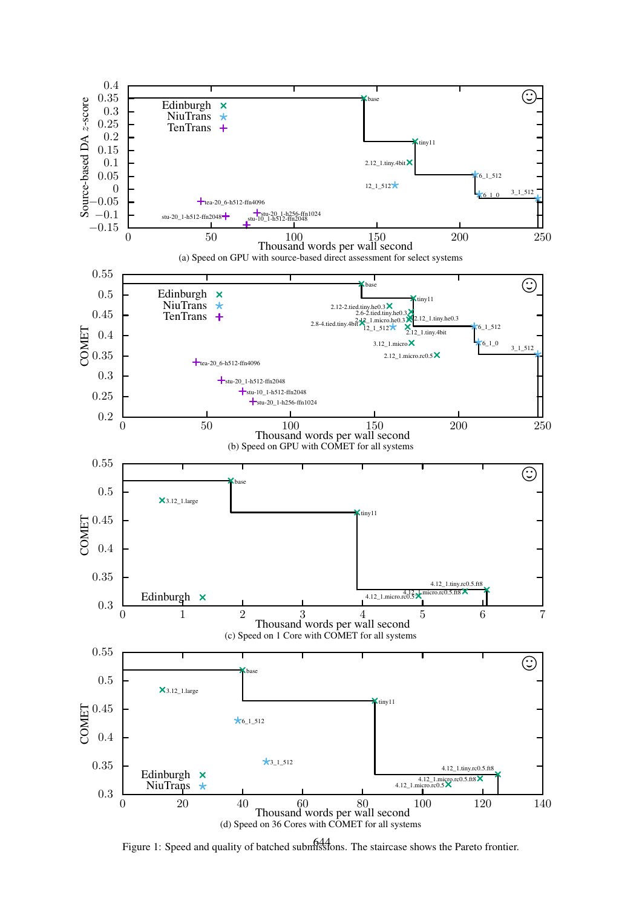(a) Speed on GPU with source-based direct assessment for select systems

(b) Speed on GPU with COMET for all systems

(c) Speed on 1 Core with COMET for all systems

(d) Speed on 36 Cores with COMET for all systems

Figure 1: Speed and quality of batched submissions. The staircase shows the Pareto frontier.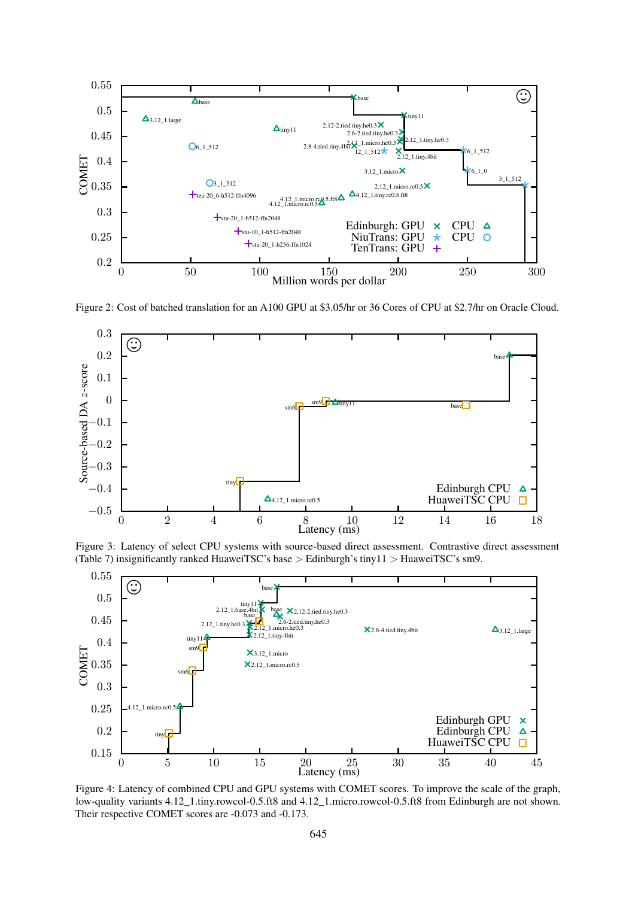Figure 2: Cost of batched translation for an A100 GPU at \$3.05/hr or 36 Cores of CPU at \$2.7/hr on Oracle Cloud.

Figure 3: Latency of select CPU systems with source-based direct assessment. Contrastive direct assessment (Table 7) insignificantly ranked HuaweiTSC's base > Edinburgh's tiny11 > HuaweiTSC's sm9.

Figure 4: Latency of combined CPU and GPU systems with COMET scores. To improve the scale of the graph, low-quality variants 4.12_1.tiny.rowcol-0.5.ft8 and 4.12_1.micro.rowcol-0.5.ft8 from Edinburgh are not shown. Their respective COMET scores are -0.073 and -0.173.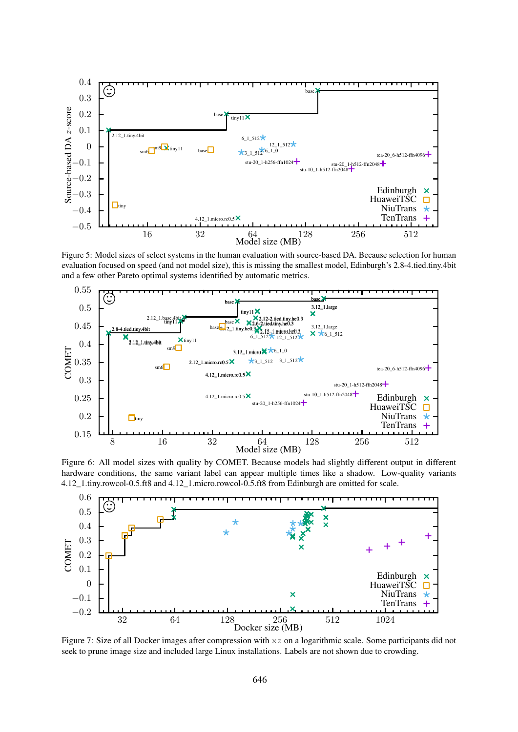Figure 5: Model sizes of select systems in the human evaluation with source-based DA. Because selection for human evaluation focused on speed (and not model size), this is missing the smallest model, Edinburgh's 2.8-4.tied.tiny.4bit and a few other Pareto optimal systems identified by automatic metrics.

Figure 6: All model sizes with quality by COMET. Because models had slightly different output in different hardware conditions, the same variant label can appear multiple times like a shadow. Low-quality variants 4.12_1.tiny.rowcol-0.5.ft8 and 4.12_1.micro.rowcol-0.5.ft8 from Edinburgh are omitted for scale.

Figure 7: Size of all Docker images after compression with `xz` on a logarithmic scale. Some participants did not seek to prune image size and included large Linux installations. Labels are not shown due to crowding.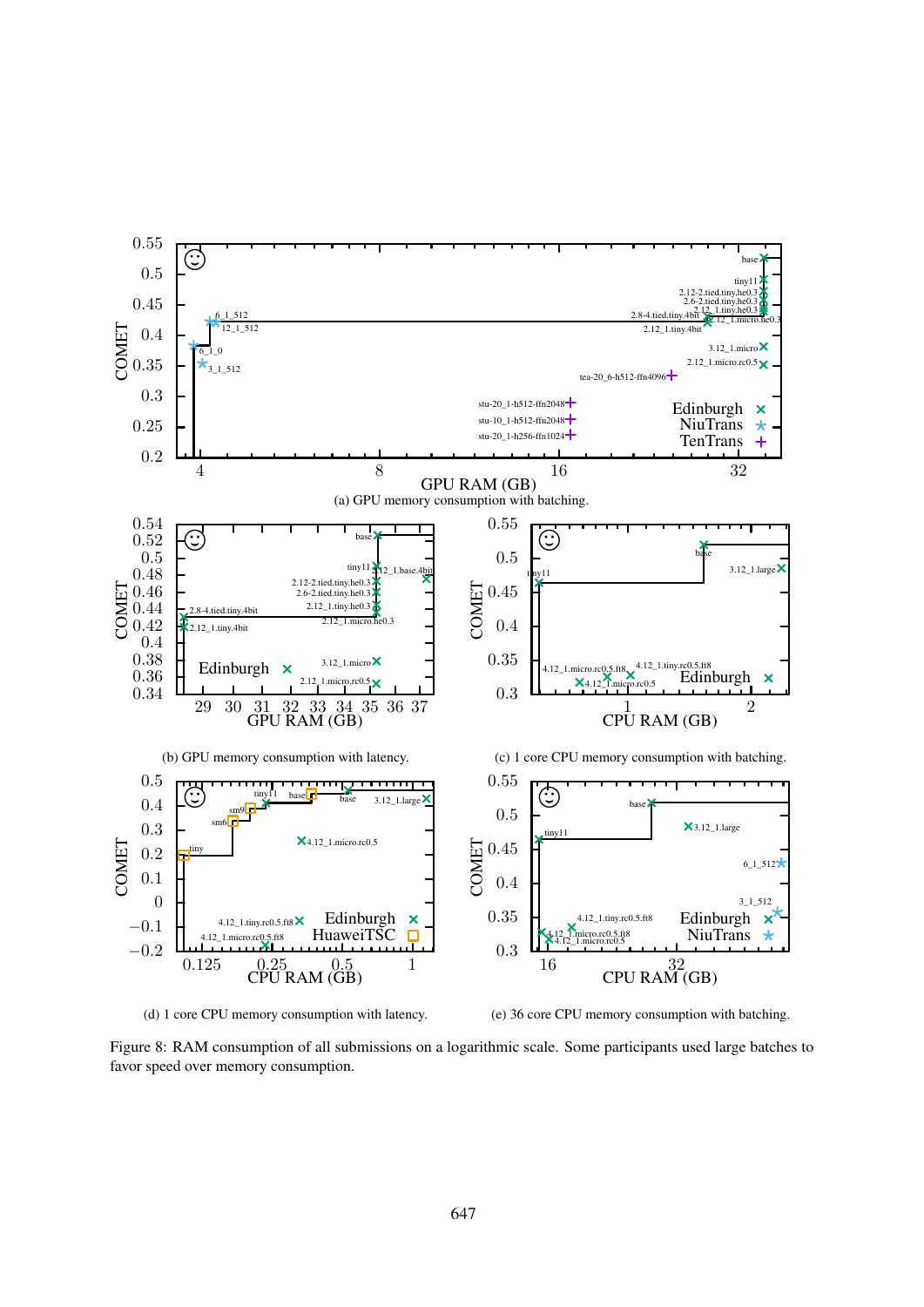(a) GPU memory consumption with batching.

(b) GPU memory consumption with latency.

(c) 1 core CPU memory consumption with batching.

(d) 1 core CPU memory consumption with latency.

(e) 36 core CPU memory consumption with batching.

Figure 8: RAM consumption of all submissions on a logarithmic scale. Some participants used large batches to favor speed over memory consumption.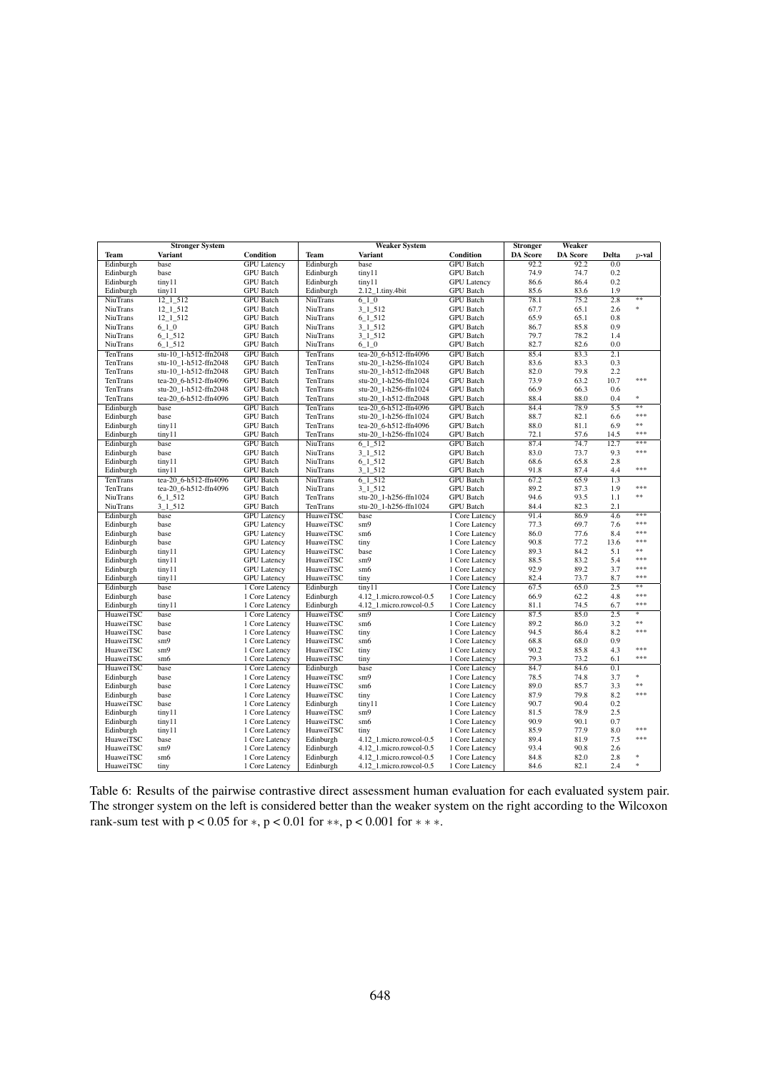| Stronger System | | | Weaker System | | | Stronger | Weaker | | |
|---|---|---|---|---|---|---|---|---|---|
| Team | Variant | Condition | Team | Variant | Condition | DA Score | DA Score | Delta | $p$-val |
| Edinburgh | base | GPU Latency | Edinburgh | base | GPU Batch | 92.2 | 92.2 | 0.0 | |
| Edinburgh | base | GPU Batch | Edinburgh | tiny11 | GPU Batch | 74.9 | 74.7 | 0.2 | |
| Edinburgh | tiny11 | GPU Batch | Edinburgh | tiny11 | GPU Latency | 86.6 | 86.4 | 0.2 | |
| Edinburgh | tiny11 | GPU Batch | Edinburgh | 2.12_1.tiny.4bit | GPU Batch | 85.6 | 83.6 | 1.9 | |
| NiuTrans | 12_1_512 | GPU Batch | NiuTrans | 6_1_0 | GPU Batch | 78.1 | 75.2 | 2.8 | ** |
| NiuTrans | 12_1_512 | GPU Batch | NiuTrans | 3_1_512 | GPU Batch | 67.7 | 65.1 | 2.6 | * |
| NiuTrans | 12_1_512 | GPU Batch | NiuTrans | 6_1_512 | GPU Batch | 65.9 | 65.1 | 0.8 | |
| NiuTrans | 6_1_0 | GPU Batch | NiuTrans | 3_1_512 | GPU Batch | 86.7 | 85.8 | 0.9 | |
| NiuTrans | 6_1_512 | GPU Batch | NiuTrans | 3_1_512 | GPU Batch | 79.7 | 78.2 | 1.4 | |
| NiuTrans | 6_1_512 | GPU Batch | NiuTrans | 6_1_0 | GPU Batch | 82.7 | 82.6 | 0.0 | |
| TenTrans | stu-10_1-h512-ffn2048 | GPU Batch | TenTrans | tea-20_6-h512-ffn4096 | GPU Batch | 85.4 | 83.3 | 2.1 | |
| TenTrans | stu-10_1-h512-ffn2048 | GPU Batch | TenTrans | stu-20_1-h256-ffn1024 | GPU Batch | 83.6 | 83.3 | 0.3 | |
| TenTrans | stu-10_1-h512-ffn2048 | GPU Batch | TenTrans | stu-20_1-h512-ffn2048 | GPU Batch | 82.0 | 79.8 | 2.2 | |
| TenTrans | tea-20_6-h512-ffn4096 | GPU Batch | TenTrans | stu-20_1-h256-ffn1024 | GPU Batch | 73.9 | 63.2 | 10.7 | *** |
| TenTrans | stu-20_1-h512-ffn2048 | GPU Batch | TenTrans | stu-20_1-h256-ffn1024 | GPU Batch | 66.9 | 66.3 | 0.6 | |
| TenTrans | tea-20_6-h512-ffn4096 | GPU Batch | TenTrans | stu-20_1-h512-ffn2048 | GPU Batch | 88.4 | 88.0 | 0.4 | * |
| Edinburgh | base | GPU Batch | TenTrans | tea-20_6-h512-ffn4096 | GPU Batch | 84.4 | 78.9 | 5.5 | ** |
| Edinburgh | base | GPU Batch | TenTrans | stu-20_1-h256-ffn1024 | GPU Batch | 88.7 | 82.1 | 6.6 | *** |
| Edinburgh | tiny11 | GPU Batch | TenTrans | tea-20_6-h512-ffn4096 | GPU Batch | 88.0 | 81.1 | 6.9 | ** |
| Edinburgh | tiny11 | GPU Batch | TenTrans | stu-20_1-h256-ffn1024 | GPU Batch | 72.1 | 57.6 | 14.5 | *** |
| Edinburgh | base | GPU Batch | NiuTrans | 6_1_512 | GPU Batch | 87.4 | 74.7 | 12.7 | *** |
| Edinburgh | base | GPU Batch | NiuTrans | 3_1_512 | GPU Batch | 83.0 | 73.7 | 9.3 | *** |
| Edinburgh | tiny11 | GPU Batch | NiuTrans | 6_1_512 | GPU Batch | 68.6 | 65.8 | 2.8 | |
| Edinburgh | tiny11 | GPU Batch | NiuTrans | 3_1_512 | GPU Batch | 91.8 | 87.4 | 4.4 | *** |
| TenTrans | tea-20_6-h512-ffn4096 | GPU Batch | NiuTrans | 6_1_512 | GPU Batch | 67.2 | 65.9 | 1.3 | |
| TenTrans | tea-20_6-h512-ffn4096 | GPU Batch | NiuTrans | 3_1_512 | GPU Batch | 89.2 | 87.3 | 1.9 | *** |
| NiuTrans | 6_1_512 | GPU Batch | TenTrans | stu-20_1-h256-ffn1024 | GPU Batch | 94.6 | 93.5 | 1.1 | ** |
| NiuTrans | 3_1_512 | GPU Batch | TenTrans | stu-20_1-h256-ffn1024 | GPU Batch | 84.4 | 82.3 | 2.1 | |
| Edinburgh | base | GPU Latency | HuaweiTSC | base | 1 Core Latency | 91.4 | 86.9 | 4.6 | *** |
| Edinburgh | base | GPU Latency | HuaweiTSC | sm9 | 1 Core Latency | 77.3 | 69.7 | 7.6 | *** |
| Edinburgh | base | GPU Latency | HuaweiTSC | sm6 | 1 Core Latency | 86.0 | 77.6 | 8.4 | *** |
| Edinburgh | base | GPU Latency | HuaweiTSC | tiny | 1 Core Latency | 90.8 | 77.2 | 13.6 | *** |
| Edinburgh | tiny11 | GPU Latency | HuaweiTSC | base | 1 Core Latency | 89.3 | 84.2 | 5.1 | ** |
| Edinburgh | tiny11 | GPU Latency | HuaweiTSC | sm9 | 1 Core Latency | 88.5 | 83.2 | 5.4 | *** |
| Edinburgh | tiny11 | GPU Latency | HuaweiTSC | sm6 | 1 Core Latency | 92.9 | 89.2 | 3.7 | *** |
| Edinburgh | tiny11 | GPU Latency | HuaweiTSC | tiny | 1 Core Latency | 82.4 | 73.7 | 8.7 | *** |
| Edinburgh | base | 1 Core Latency | Edinburgh | tiny11 | 1 Core Latency | 67.5 | 65.0 | 2.5 | ** |
| Edinburgh | base | 1 Core Latency | Edinburgh | 4.12_1.micro.rowcol-0.5 | 1 Core Latency | 66.9 | 62.2 | 4.8 | *** |
| Edinburgh | tiny11 | 1 Core Latency | Edinburgh | 4.12_1.micro.rowcol-0.5 | 1 Core Latency | 81.1 | 74.5 | 6.7 | *** |
| HuaweiTSC | base | 1 Core Latency | HuaweiTSC | sm9 | 1 Core Latency | 87.5 | 85.0 | 2.5 | * |
| HuaweiTSC | base | 1 Core Latency | HuaweiTSC | sm6 | 1 Core Latency | 89.2 | 86.0 | 3.2 | ** |
| HuaweiTSC | base | 1 Core Latency | HuaweiTSC | tiny | 1 Core Latency | 94.5 | 86.4 | 8.2 | *** |
| HuaweiTSC | sm9 | 1 Core Latency | HuaweiTSC | sm6 | 1 Core Latency | 68.8 | 68.0 | 0.9 | |
| HuaweiTSC | sm9 | 1 Core Latency | HuaweiTSC | tiny | 1 Core Latency | 90.2 | 85.8 | 4.3 | *** |
| HuaweiTSC | sm6 | 1 Core Latency | HuaweiTSC | tiny | 1 Core Latency | 79.3 | 73.2 | 6.1 | *** |
| HuaweiTSC | base | 1 Core Latency | Edinburgh | base | 1 Core Latency | 84.7 | 84.6 | 0.1 | |
| Edinburgh | base | 1 Core Latency | HuaweiTSC | sm9 | 1 Core Latency | 78.5 | 74.8 | 3.7 | * |
| Edinburgh | base | 1 Core Latency | HuaweiTSC | sm6 | 1 Core Latency | 89.0 | 85.7 | 3.3 | ** |
| Edinburgh | base | 1 Core Latency | HuaweiTSC | tiny | 1 Core Latency | 87.9 | 79.8 | 8.2 | *** |
| HuaweiTSC | base | 1 Core Latency | Edinburgh | tiny11 | 1 Core Latency | 90.7 | 90.4 | 0.2 | |
| Edinburgh | tiny11 | 1 Core Latency | HuaweiTSC | sm9 | 1 Core Latency | 81.5 | 78.9 | 2.5 | |
| Edinburgh | tiny11 | 1 Core Latency | HuaweiTSC | sm6 | 1 Core Latency | 90.9 | 90.1 | 0.7 | |
| Edinburgh | tiny11 | 1 Core Latency | HuaweiTSC | tiny | 1 Core Latency | 85.9 | 77.9 | 8.0 | *** |
| HuaweiTSC | base | 1 Core Latency | Edinburgh | 4.12_1.micro.rowcol-0.5 | 1 Core Latency | 89.4 | 81.9 | 7.5 | *** |
| HuaweiTSC | sm9 | 1 Core Latency | Edinburgh | 4.12_1.micro.rowcol-0.5 | 1 Core Latency | 93.4 | 90.8 | 2.6 | |
| HuaweiTSC | sm6 | 1 Core Latency | Edinburgh | 4.12_1.micro.rowcol-0.5 | 1 Core Latency | 84.8 | 82.0 | 2.8 | * |
| HuaweiTSC | tiny | 1 Core Latency | Edinburgh | 4.12_1.micro.rowcol-0.5 | 1 Core Latency | 84.6 | 82.1 | 2.4 | * |

Table 6: Results of the pairwise contrastive direct assessment human evaluation for each evaluated system pair. The stronger system on the left is considered better than the weaker system on the right according to the Wilcoxon rank-sum test with $p < 0.05$ for $*$, $p < 0.01$ for $**$, $p < 0.001$ for $***$.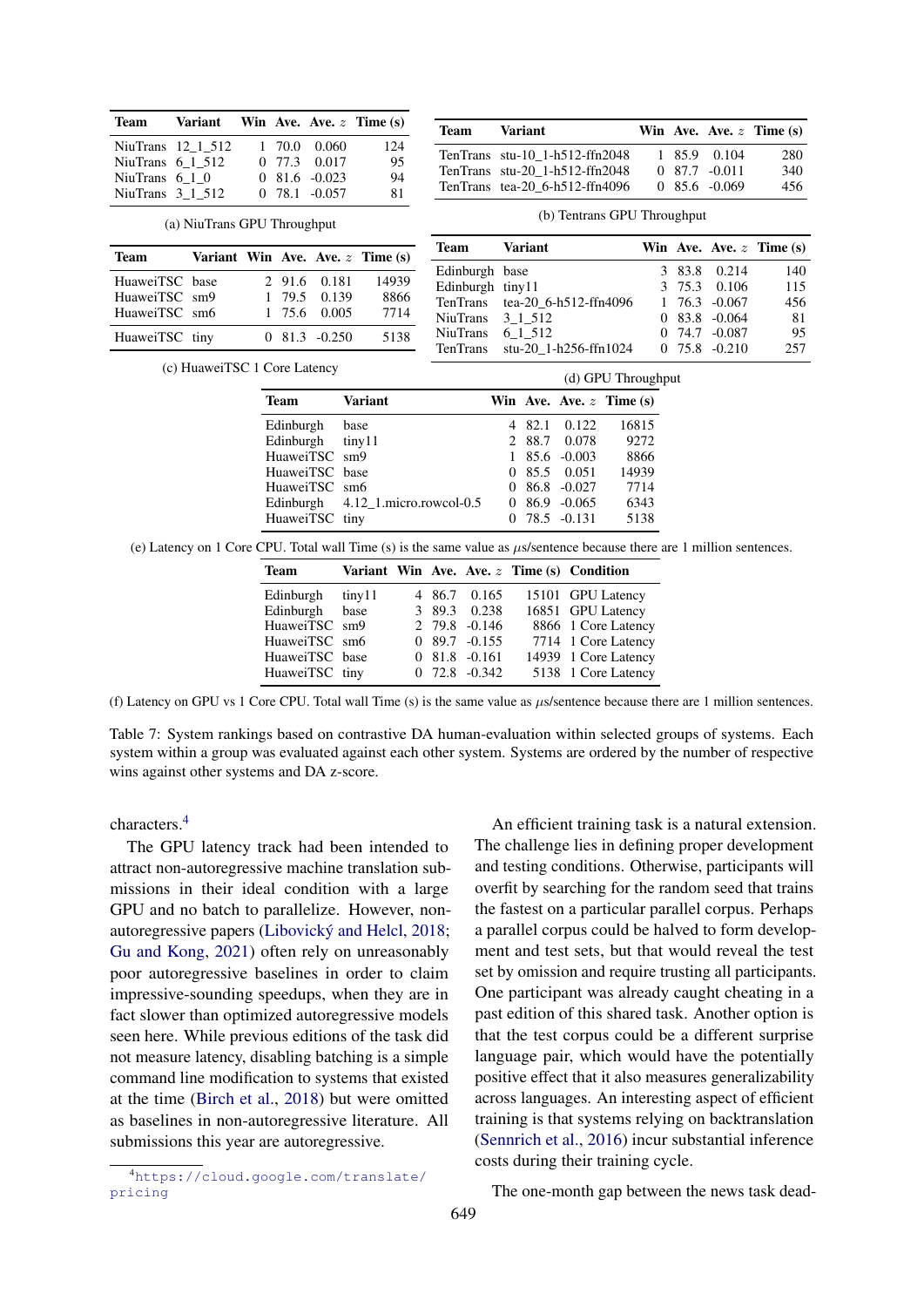| Team | Variant | Win | Ave. | Ave. $z$ | Time (s) |
|---|---|---|---|---|---|
| NiuTrans | 12_1_512 | 1 | 70.0 | 0.060 | 124 |
| NiuTrans | 6_1_512 | 0 | 77.3 | 0.017 | 95 |
| NiuTrans | 6_1_0 | 0 | 81.6 | -0.023 | 94 |
| NiuTrans | 3_1_512 | 0 | 78.1 | -0.057 | 81 |

(a) NiuTrans GPU Throughput

| Team | Variant | Win | Ave. | Ave. $z$ | Time (s) |
|---|---|---|---|---|---|
| TenTrans | stu-10_1-h512-ffn2048 | 1 | 85.9 | 0.104 | 280 |
| TenTrans | stu-20_1-h512-ffn2048 | 0 | 87.7 | -0.011 | 340 |
| TenTrans | tea-20_6-h512-ffn4096 | 0 | 85.6 | -0.069 | 456 |

(b) Tentrans GPU Throughput

| Team | Variant | Win | Ave. | Ave. $z$ | Time (s) |
|---|---|---|---|---|---|
| HuaweiTSC | base | 2 | 91.6 | 0.181 | 14939 |
| HuaweiTSC | sm9 | 1 | 79.5 | 0.139 | 8866 |
| HuaweiTSC | sm6 | 1 | 75.6 | 0.005 | 7714 |
| HuaweiTSC | tiny | 0 | 81.3 | -0.250 | 5138 |

(c) HuaweiTSC 1 Core Latency

| Team | Variant | Win | Ave. | Ave. $z$ | Time (s) |
|---|---|---|---|---|---|
| Edinburgh | base | 3 | 83.8 | 0.214 | 140 |
| Edinburgh | tiny11 | 3 | 75.3 | 0.106 | 115 |
| TenTrans | tea-20_6-h512-ffn4096 | 1 | 76.3 | -0.067 | 456 |
| NiuTrans | 3_1_512 | 0 | 83.8 | -0.064 | 81 |
| NiuTrans | 6_1_512 | 0 | 74.7 | -0.087 | 95 |
| TenTrans | stu-20_1-h256-ffn1024 | 0 | 75.8 | -0.210 | 257 |

(d) GPU Throughput

| Team | Variant | Win | Ave. | Ave. $z$ | Time (s) |
|---|---|---|---|---|---|
| Edinburgh | base | 4 | 82.1 | 0.122 | 16815 |
| Edinburgh | tiny11 | 2 | 88.7 | 0.078 | 9272 |
| HuaweiTSC | sm9 | 1 | 85.6 | -0.003 | 8866 |
| HuaweiTSC | base | 0 | 85.5 | 0.051 | 14939 |
| HuaweiTSC | sm6 | 0 | 86.8 | -0.027 | 7714 |
| Edinburgh | 4.12_1.micro.rowcol-0.5 | 0 | 86.9 | -0.065 | 6343 |
| HuaweiTSC | tiny | 0 | 78.5 | -0.131 | 5138 |

(e) Latency on 1 Core CPU. Total wall Time (s) is the same value as $\mu$s/sentence because there are 1 million sentences.

| Team | Variant | Win | Ave. | Ave. $z$ | Time (s) | Condition |
|---|---|---|---|---|---|---|
| Edinburgh | tiny11 | 4 | 86.7 | 0.165 | 15101 | GPU Latency |
| Edinburgh | base | 3 | 89.3 | 0.238 | 16851 | GPU Latency |
| HuaweiTSC | sm9 | 2 | 79.8 | -0.146 | 8866 | 1 Core Latency |
| HuaweiTSC | sm6 | 0 | 89.7 | -0.155 | 7714 | 1 Core Latency |
| HuaweiTSC | base | 0 | 81.8 | -0.161 | 14939 | 1 Core Latency |
| HuaweiTSC | tiny | 0 | 72.8 | -0.342 | 5138 | 1 Core Latency |

(f) Latency on GPU vs 1 Core CPU. Total wall Time (s) is the same value as $\mu$s/sentence because there are 1 million sentences.

Table 7: System rankings based on contrastive DA human-evaluation within selected groups of systems. Each system within a group was evaluated against each other system. Systems are ordered by the number of respective wins against other systems and DA z-score.

characters.[4]

The GPU latency track had been intended to attract non-autoregressive machine translation submissions in their ideal condition with a large GPU and no batch to parallelize. However, non-autoregressive papers (Libovický and Helcl, 2018; Gu and Kong, 2021) often rely on unreasonably poor autoregressive baselines in order to claim impressive-sounding speedups, when they are in fact slower than optimized autoregressive models seen here. While previous editions of the task did not measure latency, disabling batching is a simple command line modification to systems that existed at the time (Birch et al., 2018) but were omitted as baselines in non-autoregressive literature. All submissions this year are autoregressive.

[4] https://cloud.google.com/translate/pricing

An efficient training task is a natural extension. The challenge lies in defining proper development and testing conditions. Otherwise, participants will overfit by searching for the random seed that trains the fastest on a particular parallel corpus. Perhaps a parallel corpus could be halved to form development and test sets, but that would reveal the test set by omission and require trusting all participants. One participant was already caught cheating in a past edition of this shared task. Another option is that the test corpus could be a different surprise language pair, which would have the potentially positive effect that it also measures generalizability across languages. An interesting aspect of efficient training is that systems relying on backtranslation (Sennrich et al., 2016) incur substantial inference costs during their training cycle.

The one-month gap between the news task dead-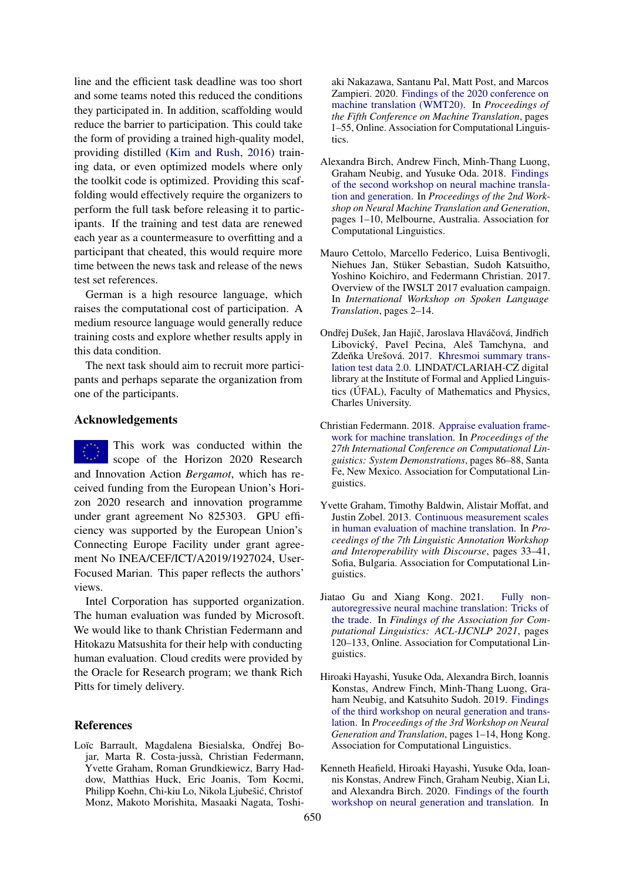line and the efficient task deadline was too short and some teams noted this reduced the conditions they participated in. In addition, scaffolding would reduce the barrier to participation. This could take the form of providing a trained high-quality model, providing distilled (Kim and Rush, 2016) training data, or even optimized models where only the toolkit code is optimized. Providing this scaffolding would effectively require the organizers to perform the full task before releasing it to participants. If the training and test data are renewed each year as a countermeasure to overfitting and a participant that cheated, this would require more time between the news task and release of the news test set references.

German is a high resource language, which raises the computational cost of participation. A medium resource language would generally reduce training costs and explore whether results apply in this data condition.

The next task should aim to recruit more participants and perhaps separate the organization from one of the participants.

## Acknowledgements

This work was conducted within the scope of the Horizon 2020 Research and Innovation Action *Bergamot*, which has received funding from the European Union's Horizon 2020 research and innovation programme under grant agreement No 825303. GPU efficiency was supported by the European Union's Connecting Europe Facility under grant agreement No INEA/CEF/ICT/A2019/1927024, User-Focused Marian. This paper reflects the authors' views.

Intel Corporation has supported organization. The human evaluation was funded by Microsoft. We would like to thank Christian Federmann and Hitokazu Matsushita for their help with conducting human evaluation. Cloud credits were provided by the Oracle for Research program; we thank Rich Pitts for timely delivery.

## References

Loïc Barrault, Magdalena Biesialska, Ondřej Bojar, Marta R. Costa-jussà, Christian Federmann, Yvette Graham, Roman Grundkiewicz, Barry Haddow, Matthias Huck, Eric Joanis, Tom Kocmi, Philipp Koehn, Chi-kiu Lo, Nikola Ljubešić, Christof Monz, Makoto Morishita, Masaaki Nagata, Toshiaki Nakazawa, Santanu Pal, Matt Post, and Marcos Zampieri. 2020. Findings of the 2020 conference on machine translation (WMT20). In *Proceedings of the Fifth Conference on Machine Translation*, pages 1–55, Online. Association for Computational Linguistics.

Alexandra Birch, Andrew Finch, Minh-Thang Luong, Graham Neubig, and Yusuke Oda. 2018. Findings of the second workshop on neural machine translation and generation. In *Proceedings of the 2nd Workshop on Neural Machine Translation and Generation*, pages 1–10, Melbourne, Australia. Association for Computational Linguistics.

Mauro Cettolo, Marcello Federico, Luisa Bentivogli, Niehues Jan, Stüker Sebastian, Sudoh Katsuitho, Yoshino Koichiro, and Federmann Christian. 2017. Overview of the IWSLT 2017 evaluation campaign. In *International Workshop on Spoken Language Translation*, pages 2–14.

Ondřej Dušek, Jan Hajič, Jaroslava Hlaváčová, Jindřich Libovický, Pavel Pecina, Aleš Tamchyna, and Zdeňka Urešová. 2017. Khresmoi summary translation test data 2.0. LINDAT/CLARIAH-CZ digital library at the Institute of Formal and Applied Linguistics (ÚFAL), Faculty of Mathematics and Physics, Charles University.

Christian Federmann. 2018. Appraise evaluation framework for machine translation. In *Proceedings of the 27th International Conference on Computational Linguistics: System Demonstrations*, pages 86–88, Santa Fe, New Mexico. Association for Computational Linguistics.

Yvette Graham, Timothy Baldwin, Alistair Moffat, and Justin Zobel. 2013. Continuous measurement scales in human evaluation of machine translation. In *Proceedings of the 7th Linguistic Annotation Workshop and Interoperability with Discourse*, pages 33–41, Sofia, Bulgaria. Association for Computational Linguistics.

Jiatao Gu and Xiang Kong. 2021. Fully non-autoregressive neural machine translation: Tricks of the trade. In *Findings of the Association for Computational Linguistics: ACL-IJCNLP 2021*, pages 120–133, Online. Association for Computational Linguistics.

Hiroaki Hayashi, Yusuke Oda, Alexandra Birch, Ioannis Konstas, Andrew Finch, Minh-Thang Luong, Graham Neubig, and Katsuhito Sudoh. 2019. Findings of the third workshop on neural generation and translation. In *Proceedings of the 3rd Workshop on Neural Generation and Translation*, pages 1–14, Hong Kong. Association for Computational Linguistics.

Kenneth Heafield, Hiroaki Hayashi, Yusuke Oda, Ioannis Konstas, Andrew Finch, Graham Neubig, Xian Li, and Alexandra Birch. 2020. Findings of the fourth workshop on neural generation and translation. In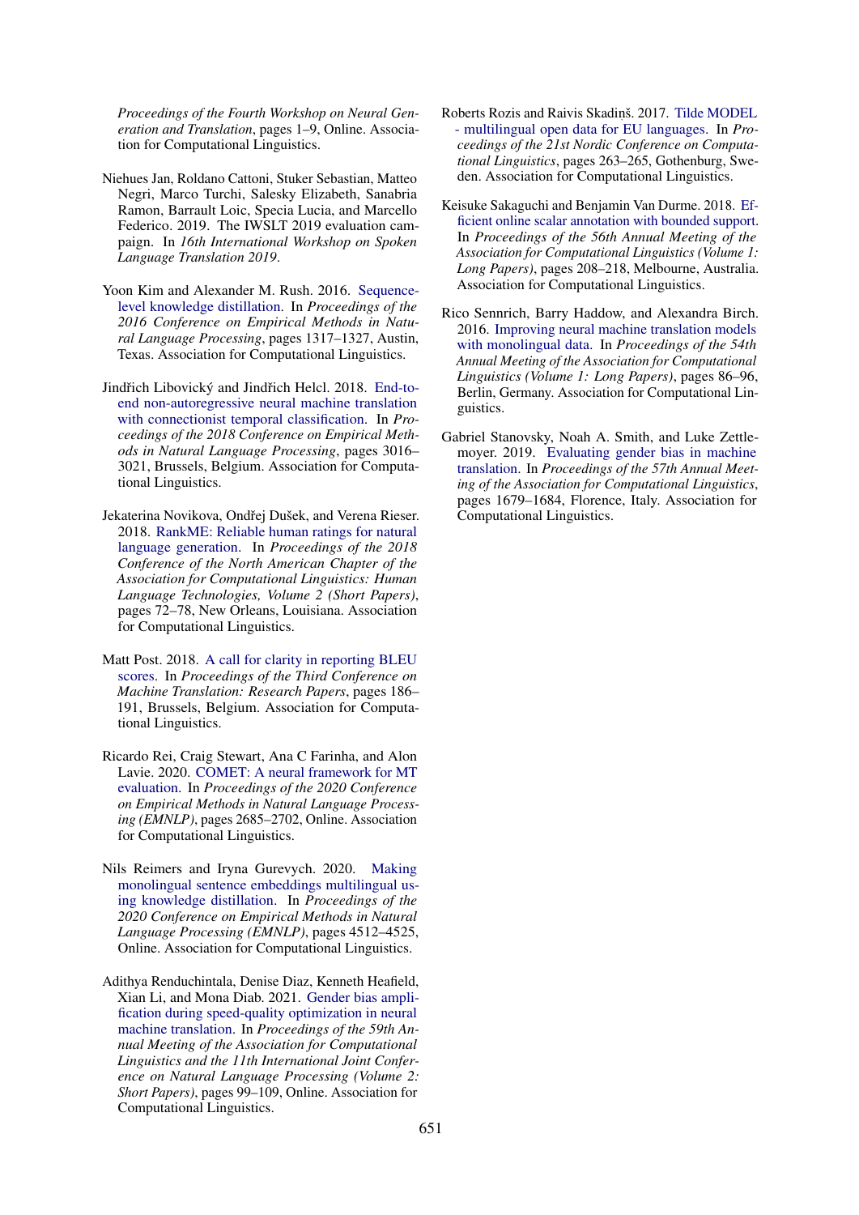Proceedings of the Fourth Workshop on Neural Generation and Translation, pages 1–9, Online. Association for Computational Linguistics.

Niehues Jan, Roldano Cattoni, Stuker Sebastian, Matteo Negri, Marco Turchi, Salesky Elizabeth, Sanabria Ramon, Barrault Loic, Specia Lucia, and Marcello Federico. 2019. The IWSLT 2019 evaluation campaign. In *16th International Workshop on Spoken Language Translation 2019*.

Yoon Kim and Alexander M. Rush. 2016. Sequence-level knowledge distillation. In *Proceedings of the 2016 Conference on Empirical Methods in Natural Language Processing*, pages 1317–1327, Austin, Texas. Association for Computational Linguistics.

Jindřich Libovický and Jindřich Helcl. 2018. End-to-end non-autoregressive neural machine translation with connectionist temporal classification. In *Proceedings of the 2018 Conference on Empirical Methods in Natural Language Processing*, pages 3016–3021, Brussels, Belgium. Association for Computational Linguistics.

Jekaterina Novikova, Ondřej Dušek, and Verena Rieser. 2018. RankME: Reliable human ratings for natural language generation. In *Proceedings of the 2018 Conference of the North American Chapter of the Association for Computational Linguistics: Human Language Technologies, Volume 2 (Short Papers)*, pages 72–78, New Orleans, Louisiana. Association for Computational Linguistics.

Matt Post. 2018. A call for clarity in reporting BLEU scores. In *Proceedings of the Third Conference on Machine Translation: Research Papers*, pages 186–191, Brussels, Belgium. Association for Computational Linguistics.

Ricardo Rei, Craig Stewart, Ana C Farinha, and Alon Lavie. 2020. COMET: A neural framework for MT evaluation. In *Proceedings of the 2020 Conference on Empirical Methods in Natural Language Processing (EMNLP)*, pages 2685–2702, Online. Association for Computational Linguistics.

Nils Reimers and Iryna Gurevych. 2020. Making monolingual sentence embeddings multilingual using knowledge distillation. In *Proceedings of the 2020 Conference on Empirical Methods in Natural Language Processing (EMNLP)*, pages 4512–4525, Online. Association for Computational Linguistics.

Adithya Renduchintala, Denise Diaz, Kenneth Heafield, Xian Li, and Mona Diab. 2021. Gender bias amplification during speed-quality optimization in neural machine translation. In *Proceedings of the 59th Annual Meeting of the Association for Computational Linguistics and the 11th International Joint Conference on Natural Language Processing (Volume 2: Short Papers)*, pages 99–109, Online. Association for Computational Linguistics.

Roberts Rozis and Raivis Skadiņš. 2017. Tilde MODEL - multilingual open data for EU languages. In *Proceedings of the 21st Nordic Conference on Computational Linguistics*, pages 263–265, Gothenburg, Sweden. Association for Computational Linguistics.

Keisuke Sakaguchi and Benjamin Van Durme. 2018. Efficient online scalar annotation with bounded support. In *Proceedings of the 56th Annual Meeting of the Association for Computational Linguistics (Volume 1: Long Papers)*, pages 208–218, Melbourne, Australia. Association for Computational Linguistics.

Rico Sennrich, Barry Haddow, and Alexandra Birch. 2016. Improving neural machine translation models with monolingual data. In *Proceedings of the 54th Annual Meeting of the Association for Computational Linguistics (Volume 1: Long Papers)*, pages 86–96, Berlin, Germany. Association for Computational Linguistics.

Gabriel Stanovsky, Noah A. Smith, and Luke Zettlemoyer. 2019. Evaluating gender bias in machine translation. In *Proceedings of the 57th Annual Meeting of the Association for Computational Linguistics*, pages 1679–1684, Florence, Italy. Association for Computational Linguistics.